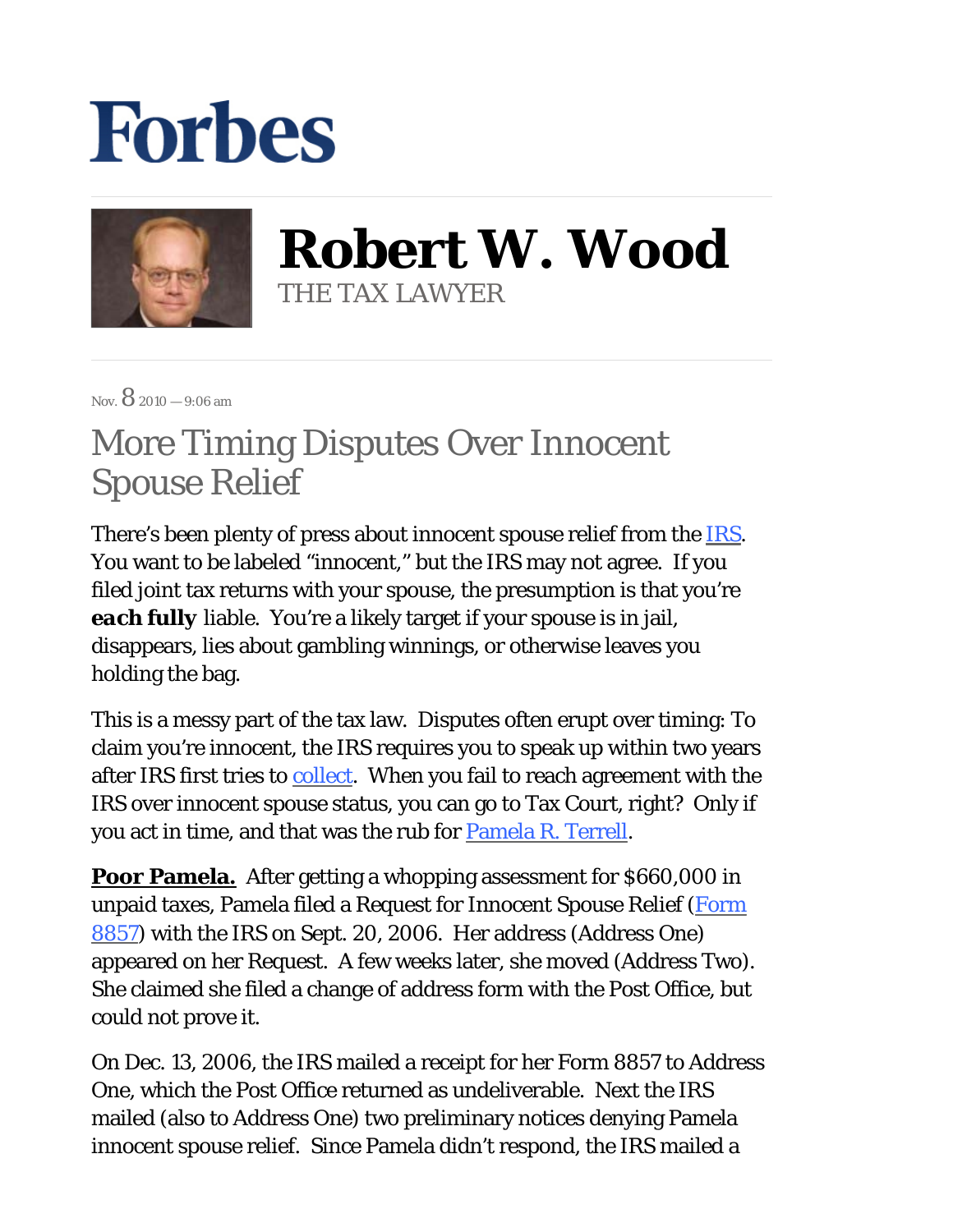# Forbes

## Robert W. Wood

THE TAX LAWYER

Nov. 8 2010 — 9:06 am

# More Timing Disputes Over Innocent Spouse Relief

There's been plenty of press about innocent spouse relief from the IRS. You want to be labeled "innocent," but the IRS may not agree. If you filed joint tax returns with your spouse, the presumption is that you're ***each fully*** liable. You're a likely target if your spouse is in jail, disappears, lies about gambling winnings, or otherwise leaves you holding the bag.

This is a messy part of the tax law. Disputes often erupt over timing: To claim you're innocent, the IRS requires you to speak up within two years after IRS first tries to collect. When you fail to reach agreement with the IRS over innocent spouse status, you can go to Tax Court, right? Only if you act in time, and that was the rub for Pamela R. Terrell.

**Poor Pamela.** After getting a whopping assessment for $660,000 in unpaid taxes, Pamela filed a Request for Innocent Spouse Relief (Form 8857) with the IRS on Sept. 20, 2006. Her address (Address One) appeared on her Request. A few weeks later, she moved (Address Two). She claimed she filed a change of address form with the Post Office, but could not prove it.

On Dec. 13, 2006, the IRS mailed a receipt for her Form 8857 to Address One, which the Post Office returned as undeliverable. Next the IRS mailed (also to Address One) two preliminary notices denying Pamela innocent spouse relief. Since Pamela didn't respond, the IRS mailed a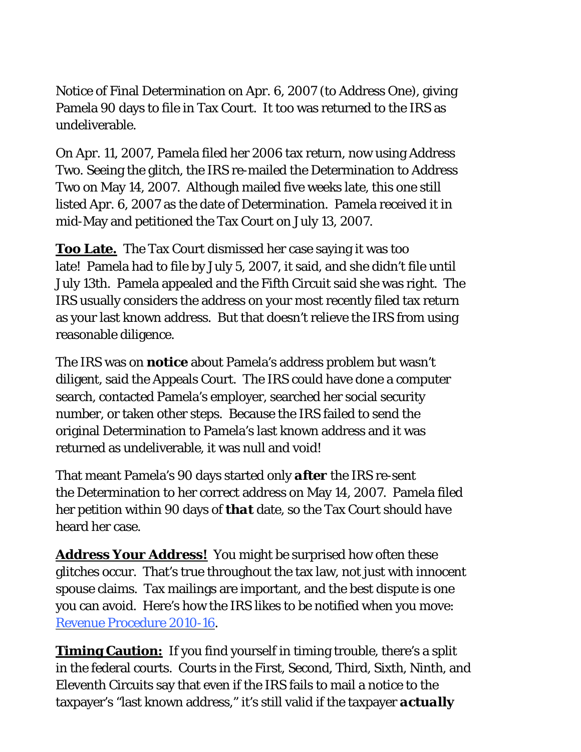Notice of Final Determination on Apr. 6, 2007 (to Address One), giving Pamela 90 days to file in Tax Court. It too was returned to the IRS as undeliverable.

On Apr. 11, 2007, Pamela filed her 2006 tax return, now using Address Two. Seeing the glitch, the IRS re-mailed the Determination to Address Two on May 14, 2007. Although mailed five weeks late, this one still listed Apr. 6, 2007 as the date of Determination. Pamela received it in mid-May and petitioned the Tax Court on July 13, 2007.

**__Too Late.__** The Tax Court dismissed her case saying it was too late! Pamela had to file by July 5, 2007, it said, and she didn't file until July 13th. Pamela appealed and the Fifth Circuit said she was right. The IRS usually considers the address on your most recently filed tax return as your last known address. But that doesn't relieve the IRS from using reasonable diligence.

The IRS was on **notice** about Pamela's address problem but wasn't diligent, said the Appeals Court. The IRS could have done a computer search, contacted Pamela's employer, searched her social security number, or taken other steps. Because the IRS failed to send the original Determination to Pamela's last known address and it was returned as undeliverable, it was null and void!

That meant Pamela's 90 days started only ***after*** the IRS re-sent the Determination to her correct address on May 14, 2007. Pamela filed her petition within 90 days of ***that*** date, so the Tax Court should have heard her case.

**__Address Your Address!__** You might be surprised how often these glitches occur. That's true throughout the tax law, not just with innocent spouse claims. Tax mailings are important, and the best dispute is one you can avoid. Here's how the IRS likes to be notified when you move: [Revenue Procedure 2010-16](Revenue Procedure 2010-16).

**__Timing Caution:__** If you find yourself in timing trouble, there's a split in the federal courts. Courts in the First, Second, Third, Sixth, Ninth, and Eleventh Circuits say that even if the IRS fails to mail a notice to the taxpayer's "last known address," it's still valid if the taxpayer ***actually***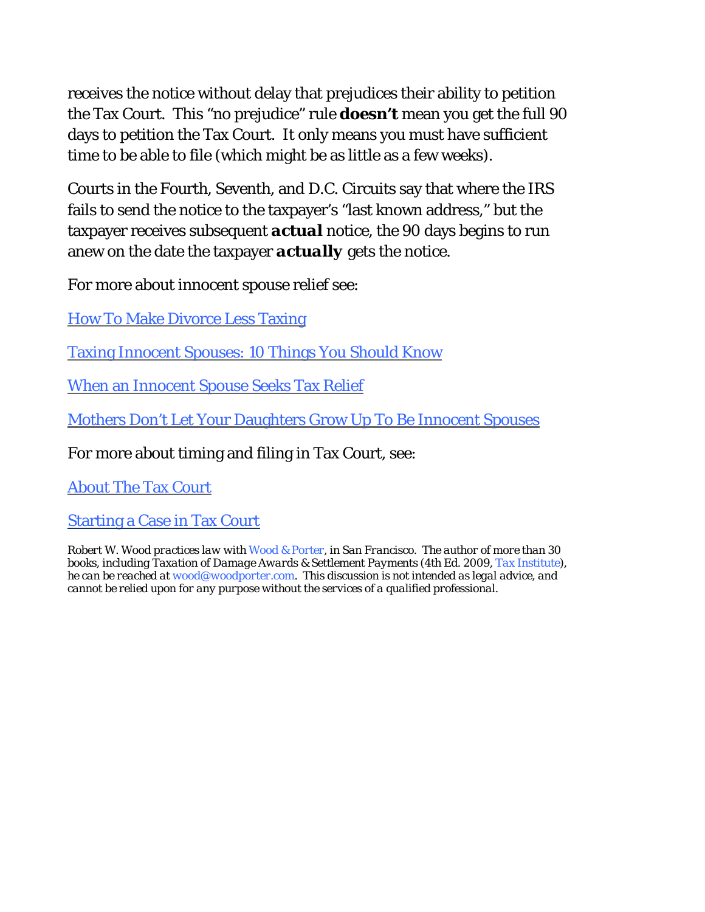receives the notice without delay that prejudices their ability to petition the Tax Court. This "no prejudice" rule **doesn't** mean you get the full 90 days to petition the Tax Court. It only means you must have sufficient time to be able to file (which might be as little as a few weeks).

Courts in the Fourth, Seventh, and D.C. Circuits say that where the IRS fails to send the notice to the taxpayer's "last known address," but the taxpayer receives subsequent ***actual*** notice, the 90 days begins to run anew on the date the taxpayer ***actually*** gets the notice.

For more about innocent spouse relief see:

How To Make Divorce Less Taxing

Taxing Innocent Spouses: 10 Things You Should Know

When an Innocent Spouse Seeks Tax Relief

Mothers Don't Let Your Daughters Grow Up To Be Innocent Spouses

For more about timing and filing in Tax Court, see:

About The Tax Court

Starting a Case in Tax Court

*Robert W. Wood practices law with Wood & Porter, in San Francisco. The author of more than 30 books, including Taxation of Damage Awards & Settlement Payments (4th Ed. 2009, Tax Institute), he can be reached at wood@woodporter.com. This discussion is not intended as legal advice, and cannot be relied upon for any purpose without the services of a qualified professional.*